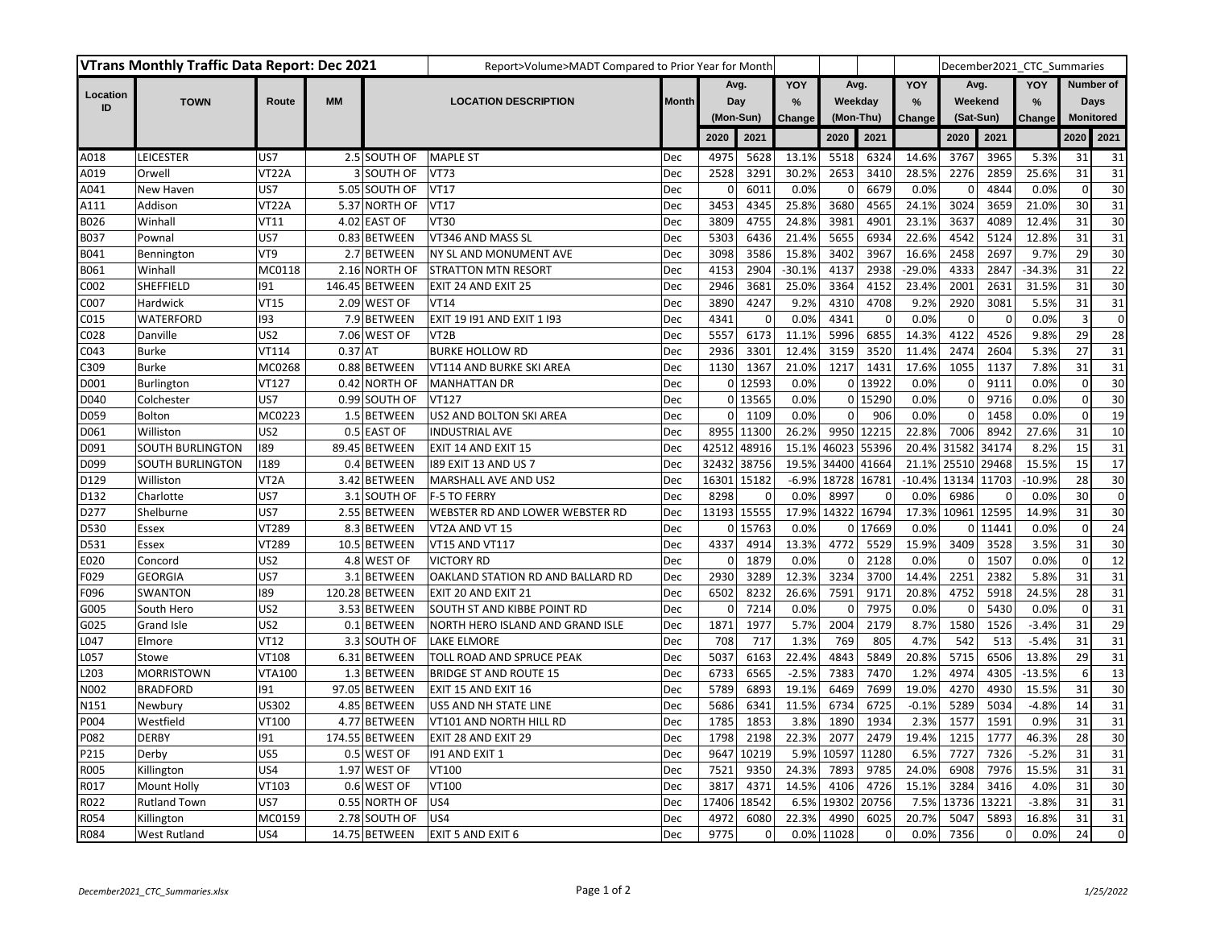| VTrans Monthly Traffic Data Report: Dec 2021 | | | | Report>Volume>MADT Compared to Prior Year for Month | | | | | | | | | December2021_CTC_Summaries | | | | |
|---|---|---|---|---|---|---|---|---|---|---|---|---|---|---|---|---|---|
| Location ID | TOWN | Route | MM | LOCATION DESCRIPTION | | Month | Avg. Day (Mon-Sun) | | YOY % Change | Avg. Weekday (Mon-Thu) | | YOY % Change | Avg. Weekend (Sat-Sun) | | YOY % Change | Number of Days Monitored | |
| | | | | | | | 2020 | 2021 | | 2020 | 2021 | | 2020 | 2021 | | 2020 | 2021 |
| A018 | LEICESTER | US7 | 2.5 | SOUTH OF | MAPLE ST | Dec | 4975 | 5628 | 13.1% | 5518 | 6324 | 14.6% | 3767 | 3965 | 5.3% | 31 | 31 |
| A019 | Orwell | VT22A | 3 | SOUTH OF | VT73 | Dec | 2528 | 3291 | 30.2% | 2653 | 3410 | 28.5% | 2276 | 2859 | 25.6% | 31 | 31 |
| A041 | New Haven | US7 | 5.05 | SOUTH OF | VT17 | Dec | 0 | 6011 | 0.0% | 0 | 6679 | 0.0% | 0 | 4844 | 0.0% | 0 | 30 |
| A111 | Addison | VT22A | 5.37 | NORTH OF | VT17 | Dec | 3453 | 4345 | 25.8% | 3680 | 4565 | 24.1% | 3024 | 3659 | 21.0% | 30 | 31 |
| B026 | Winhall | VT11 | 4.02 | EAST OF | VT30 | Dec | 3809 | 4755 | 24.8% | 3981 | 4901 | 23.1% | 3637 | 4089 | 12.4% | 31 | 30 |
| B037 | Pownal | US7 | 0.83 | BETWEEN | VT346 AND MASS SL | Dec | 5303 | 6436 | 21.4% | 5655 | 6934 | 22.6% | 4542 | 5124 | 12.8% | 31 | 31 |
| B041 | Bennington | VT9 | 2.7 | BETWEEN | NY SL AND MONUMENT AVE | Dec | 3098 | 3586 | 15.8% | 3402 | 3967 | 16.6% | 2458 | 2697 | 9.7% | 29 | 30 |
| B061 | Winhall | MC0118 | 2.16 | NORTH OF | STRATTON MTN RESORT | Dec | 4153 | 2904 | -30.1% | 4137 | 2938 | -29.0% | 4333 | 2847 | -34.3% | 31 | 22 |
| C002 | SHEFFIELD | I91 | 146.45 | BETWEEN | EXIT 24 AND EXIT 25 | Dec | 2946 | 3681 | 25.0% | 3364 | 4152 | 23.4% | 2001 | 2631 | 31.5% | 31 | 30 |
| C007 | Hardwick | VT15 | 2.09 | WEST OF | VT14 | Dec | 3890 | 4247 | 9.2% | 4310 | 4708 | 9.2% | 2920 | 3081 | 5.5% | 31 | 31 |
| C015 | WATERFORD | I93 | 7.9 | BETWEEN | EXIT 19 I91 AND EXIT 1 I93 | Dec | 4341 | 0 | 0.0% | 4341 | 0 | 0.0% | 0 | 0 | 0.0% | 3 | 0 |
| C028 | Danville | US2 | 7.06 | WEST OF | VT2B | Dec | 5557 | 6173 | 11.1% | 5996 | 6855 | 14.3% | 4122 | 4526 | 9.8% | 29 | 28 |
| C043 | Burke | VT114 | 0.37 | AT | BURKE HOLLOW RD | Dec | 2936 | 3301 | 12.4% | 3159 | 3520 | 11.4% | 2474 | 2604 | 5.3% | 27 | 31 |
| C309 | Burke | MC0268 | 0.88 | BETWEEN | VT114 AND BURKE SKI AREA | Dec | 1130 | 1367 | 21.0% | 1217 | 1431 | 17.6% | 1055 | 1137 | 7.8% | 31 | 31 |
| D001 | Burlington | VT127 | 0.42 | NORTH OF | MANHATTAN DR | Dec | 0 | 12593 | 0.0% | 0 | 13922 | 0.0% | 0 | 9111 | 0.0% | 0 | 30 |
| D040 | Colchester | US7 | 0.99 | SOUTH OF | VT127 | Dec | 0 | 13565 | 0.0% | 0 | 15290 | 0.0% | 0 | 9716 | 0.0% | 0 | 30 |
| D059 | Bolton | MC0223 | 1.5 | BETWEEN | US2 AND BOLTON SKI AREA | Dec | 0 | 1109 | 0.0% | 0 | 906 | 0.0% | 0 | 1458 | 0.0% | 0 | 19 |
| D061 | Williston | US2 | 0.5 | EAST OF | INDUSTRIAL AVE | Dec | 8955 | 11300 | 26.2% | 9950 | 12215 | 22.8% | 7006 | 8942 | 27.6% | 31 | 10 |
| D091 | SOUTH BURLINGTON | I89 | 89.45 | BETWEEN | EXIT 14 AND EXIT 15 | Dec | 42512 | 48916 | 15.1% | 46023 | 55396 | 20.4% | 31582 | 34174 | 8.2% | 15 | 31 |
| D099 | SOUTH BURLINGTON | I189 | 0.4 | BETWEEN | I89 EXIT 13 AND US 7 | Dec | 32432 | 38756 | 19.5% | 34400 | 41664 | 21.1% | 25510 | 29468 | 15.5% | 15 | 17 |
| D129 | Williston | VT2A | 3.42 | BETWEEN | MARSHALL AVE AND US2 | Dec | 16301 | 15182 | -6.9% | 18728 | 16781 | -10.4% | 13134 | 11703 | -10.9% | 28 | 30 |
| D132 | Charlotte | US7 | 3.1 | SOUTH OF | F-5 TO FERRY | Dec | 8298 | 0 | 0.0% | 8997 | 0 | 0.0% | 6986 | 0 | 0.0% | 30 | 0 |
| D277 | Shelburne | US7 | 2.55 | BETWEEN | WEBSTER RD AND LOWER WEBSTER RD | Dec | 13193 | 15555 | 17.9% | 14322 | 16794 | 17.3% | 10961 | 12595 | 14.9% | 31 | 30 |
| D530 | Essex | VT289 | 8.3 | BETWEEN | VT2A AND VT 15 | Dec | 0 | 15763 | 0.0% | 0 | 17669 | 0.0% | 0 | 11441 | 0.0% | 0 | 24 |
| D531 | Essex | VT289 | 10.5 | BETWEEN | VT15 AND VT117 | Dec | 4337 | 4914 | 13.3% | 4772 | 5529 | 15.9% | 3409 | 3528 | 3.5% | 31 | 30 |
| E020 | Concord | US2 | 4.8 | WEST OF | VICTORY RD | Dec | 0 | 1879 | 0.0% | 0 | 2128 | 0.0% | 0 | 1507 | 0.0% | 0 | 12 |
| F029 | GEORGIA | US7 | 3.1 | BETWEEN | OAKLAND STATION RD AND BALLARD RD | Dec | 2930 | 3289 | 12.3% | 3234 | 3700 | 14.4% | 2251 | 2382 | 5.8% | 31 | 31 |
| F096 | SWANTON | I89 | 120.28 | BETWEEN | EXIT 20 AND EXIT 21 | Dec | 6502 | 8232 | 26.6% | 7591 | 9171 | 20.8% | 4752 | 5918 | 24.5% | 28 | 31 |
| G005 | South Hero | US2 | 3.53 | BETWEEN | SOUTH ST AND KIBBE POINT RD | Dec | 0 | 7214 | 0.0% | 0 | 7975 | 0.0% | 0 | 5430 | 0.0% | 0 | 31 |
| G025 | Grand Isle | US2 | 0.1 | BETWEEN | NORTH HERO ISLAND AND GRAND ISLE | Dec | 1871 | 1977 | 5.7% | 2004 | 2179 | 8.7% | 1580 | 1526 | -3.4% | 31 | 29 |
| L047 | Elmore | VT12 | 3.3 | SOUTH OF | LAKE ELMORE | Dec | 708 | 717 | 1.3% | 769 | 805 | 4.7% | 542 | 513 | -5.4% | 31 | 31 |
| L057 | Stowe | VT108 | 6.31 | BETWEEN | TOLL ROAD AND SPRUCE PEAK | Dec | 5037 | 6163 | 22.4% | 4843 | 5849 | 20.8% | 5715 | 6506 | 13.8% | 29 | 31 |
| L203 | MORRISTOWN | VTA100 | 1.3 | BETWEEN | BRIDGE ST AND ROUTE 15 | Dec | 6733 | 6565 | -2.5% | 7383 | 7470 | 1.2% | 4974 | 4305 | -13.5% | 6 | 13 |
| N002 | BRADFORD | I91 | 97.05 | BETWEEN | EXIT 15 AND EXIT 16 | Dec | 5789 | 6893 | 19.1% | 6469 | 7699 | 19.0% | 4270 | 4930 | 15.5% | 31 | 30 |
| N151 | Newbury | US302 | 4.85 | BETWEEN | US5 AND NH STATE LINE | Dec | 5686 | 6341 | 11.5% | 6734 | 6725 | -0.1% | 5289 | 5034 | -4.8% | 14 | 31 |
| P004 | Westfield | VT100 | 4.77 | BETWEEN | VT101 AND NORTH HILL RD | Dec | 1785 | 1853 | 3.8% | 1890 | 1934 | 2.3% | 1577 | 1591 | 0.9% | 31 | 31 |
| P082 | DERBY | I91 | 174.55 | BETWEEN | EXIT 28 AND EXIT 29 | Dec | 1798 | 2198 | 22.3% | 2077 | 2479 | 19.4% | 1215 | 1777 | 46.3% | 28 | 30 |
| P215 | Derby | US5 | 0.5 | WEST OF | I91 AND EXIT 1 | Dec | 9647 | 10219 | 5.9% | 10597 | 11280 | 6.5% | 7727 | 7326 | -5.2% | 31 | 31 |
| R005 | Killington | US4 | 1.97 | WEST OF | VT100 | Dec | 7521 | 9350 | 24.3% | 7893 | 9785 | 24.0% | 6908 | 7976 | 15.5% | 31 | 31 |
| R017 | Mount Holly | VT103 | 0.6 | WEST OF | VT100 | Dec | 3817 | 4371 | 14.5% | 4106 | 4726 | 15.1% | 3284 | 3416 | 4.0% | 31 | 30 |
| R022 | Rutland Town | US7 | 0.55 | NORTH OF | US4 | Dec | 17406 | 18542 | 6.5% | 19302 | 20756 | 7.5% | 13736 | 13221 | -3.8% | 31 | 31 |
| R054 | Killington | MC0159 | 2.78 | SOUTH OF | US4 | Dec | 4972 | 6080 | 22.3% | 4990 | 6025 | 20.7% | 5047 | 5893 | 16.8% | 31 | 31 |
| R084 | West Rutland | US4 | 14.75 | BETWEEN | EXIT 5 AND EXIT 6 | Dec | 9775 | 0 | 0.0% | 11028 | 0 | 0.0% | 7356 | 0 | 0.0% | 24 | 0 |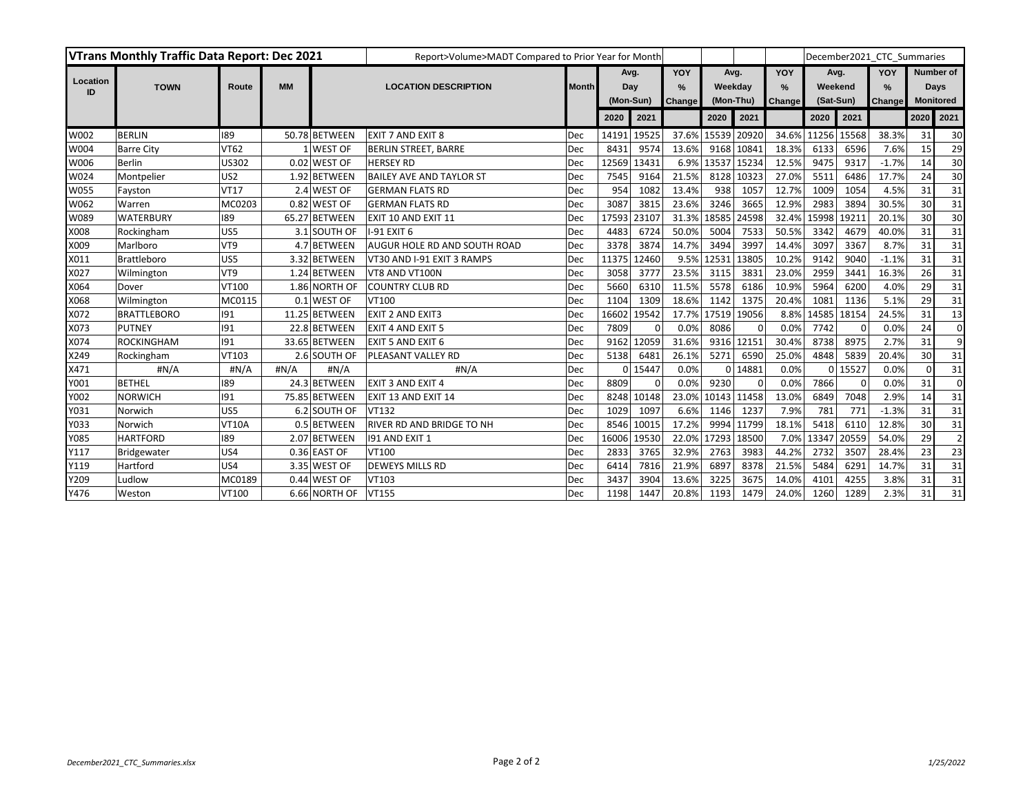| VTrans Monthly Traffic Data Report: Dec 2021 | | | | Report>Volume>MADT Compared to Prior Year for Month | | | | | | | | December2021_CTC_Summaries | | | | |
|---|---|---|---|---|---|---|---|---|---|---|---|---|---|---|---|---|
| Location ID | TOWN | Route | MM | LOCATION DESCRIPTION | | Month | Avg. Day (Mon-Sun) | | YOY % Change | Avg. Weekday (Mon-Thu) | | YOY % Change | Avg. Weekend (Sat-Sun) | | YOY % Change | Number of Days Monitored | |
| | | | | | | | 2020 | 2021 | | 2020 | 2021 | | 2020 | 2021 | | 2020 | 2021 |
| W002 | BERLIN | I89 | 50.78 | BETWEEN | EXIT 7 AND EXIT 8 | Dec | 14191 | 19525 | 37.6% | 15539 | 20920 | 34.6% | 11256 | 15568 | 38.3% | 31 | 30 |
| W004 | Barre City | VT62 | 1 | WEST OF | BERLIN STREET, BARRE | Dec | 8431 | 9574 | 13.6% | 9168 | 10841 | 18.3% | 6133 | 6596 | 7.6% | 15 | 29 |
| W006 | Berlin | US302 | 0.02 | WEST OF | HERSEY RD | Dec | 12569 | 13431 | 6.9% | 13537 | 15234 | 12.5% | 9475 | 9317 | -1.7% | 14 | 30 |
| W024 | Montpelier | US2 | 1.92 | BETWEEN | BAILEY AVE AND TAYLOR ST | Dec | 7545 | 9164 | 21.5% | 8128 | 10323 | 27.0% | 5511 | 6486 | 17.7% | 24 | 30 |
| W055 | Fayston | VT17 | 2.4 | WEST OF | GERMAN FLATS RD | Dec | 954 | 1082 | 13.4% | 938 | 1057 | 12.7% | 1009 | 1054 | 4.5% | 31 | 31 |
| W062 | Warren | MC0203 | 0.82 | WEST OF | GERMAN FLATS RD | Dec | 3087 | 3815 | 23.6% | 3246 | 3665 | 12.9% | 2983 | 3894 | 30.5% | 30 | 31 |
| W089 | WATERBURY | I89 | 65.27 | BETWEEN | EXIT 10 AND EXIT 11 | Dec | 17593 | 23107 | 31.3% | 18585 | 24598 | 32.4% | 15998 | 19211 | 20.1% | 30 | 30 |
| X008 | Rockingham | US5 | 3.1 | SOUTH OF | I-91 EXIT 6 | Dec | 4483 | 6724 | 50.0% | 5004 | 7533 | 50.5% | 3342 | 4679 | 40.0% | 31 | 31 |
| X009 | Marlboro | VT9 | 4.7 | BETWEEN | AUGUR HOLE RD AND SOUTH ROAD | Dec | 3378 | 3874 | 14.7% | 3494 | 3997 | 14.4% | 3097 | 3367 | 8.7% | 31 | 31 |
| X011 | Brattleboro | US5 | 3.32 | BETWEEN | VT30 AND I-91 EXIT 3 RAMPS | Dec | 11375 | 12460 | 9.5% | 12531 | 13805 | 10.2% | 9142 | 9040 | -1.1% | 31 | 31 |
| X027 | Wilmington | VT9 | 1.24 | BETWEEN | VT8 AND VT100N | Dec | 3058 | 3777 | 23.5% | 3115 | 3831 | 23.0% | 2959 | 3441 | 16.3% | 26 | 31 |
| X064 | Dover | VT100 | 1.86 | NORTH OF | COUNTRY CLUB RD | Dec | 5660 | 6310 | 11.5% | 5578 | 6186 | 10.9% | 5964 | 6200 | 4.0% | 29 | 31 |
| X068 | Wilmington | MC0115 | 0.1 | WEST OF | VT100 | Dec | 1104 | 1309 | 18.6% | 1142 | 1375 | 20.4% | 1081 | 1136 | 5.1% | 29 | 31 |
| X072 | BRATTLEBORO | I91 | 11.25 | BETWEEN | EXIT 2 AND EXIT3 | Dec | 16602 | 19542 | 17.7% | 17519 | 19056 | 8.8% | 14585 | 18154 | 24.5% | 31 | 13 |
| X073 | PUTNEY | I91 | 22.8 | BETWEEN | EXIT 4 AND EXIT 5 | Dec | 7809 | 0 | 0.0% | 8086 | 0 | 0.0% | 7742 | 0 | 0.0% | 24 | 0 |
| X074 | ROCKINGHAM | I91 | 33.65 | BETWEEN | EXIT 5 AND EXIT 6 | Dec | 9162 | 12059 | 31.6% | 9316 | 12151 | 30.4% | 8738 | 8975 | 2.7% | 31 | 9 |
| X249 | Rockingham | VT103 | 2.6 | SOUTH OF | PLEASANT VALLEY RD | Dec | 5138 | 6481 | 26.1% | 5271 | 6590 | 25.0% | 4848 | 5839 | 20.4% | 30 | 31 |
| X471 | #N/A | #N/A | #N/A | #N/A | #N/A | Dec | 0 | 15447 | 0.0% | 0 | 14881 | 0.0% | 0 | 15527 | 0.0% | 0 | 31 |
| Y001 | BETHEL | I89 | 24.3 | BETWEEN | EXIT 3 AND EXIT 4 | Dec | 8809 | 0 | 0.0% | 9230 | 0 | 0.0% | 7866 | 0 | 0.0% | 31 | 0 |
| Y002 | NORWICH | I91 | 75.85 | BETWEEN | EXIT 13 AND EXIT 14 | Dec | 8248 | 10148 | 23.0% | 10143 | 11458 | 13.0% | 6849 | 7048 | 2.9% | 14 | 31 |
| Y031 | Norwich | US5 | 6.2 | SOUTH OF | VT132 | Dec | 1029 | 1097 | 6.6% | 1146 | 1237 | 7.9% | 781 | 771 | -1.3% | 31 | 31 |
| Y033 | Norwich | VT10A | 0.5 | BETWEEN | RIVER RD AND BRIDGE TO NH | Dec | 8546 | 10015 | 17.2% | 9994 | 11799 | 18.1% | 5418 | 6110 | 12.8% | 30 | 31 |
| Y085 | HARTFORD | I89 | 2.07 | BETWEEN | I91 AND EXIT 1 | Dec | 16006 | 19530 | 22.0% | 17293 | 18500 | 7.0% | 13347 | 20559 | 54.0% | 29 | 2 |
| Y117 | Bridgewater | US4 | 0.36 | EAST OF | VT100 | Dec | 2833 | 3765 | 32.9% | 2763 | 3983 | 44.2% | 2732 | 3507 | 28.4% | 23 | 23 |
| Y119 | Hartford | US4 | 3.35 | WEST OF | DEWEYS MILLS RD | Dec | 6414 | 7816 | 21.9% | 6897 | 8378 | 21.5% | 5484 | 6291 | 14.7% | 31 | 31 |
| Y209 | Ludlow | MC0189 | 0.44 | WEST OF | VT103 | Dec | 3437 | 3904 | 13.6% | 3225 | 3675 | 14.0% | 4101 | 4255 | 3.8% | 31 | 31 |
| Y476 | Weston | VT100 | 6.66 | NORTH OF | VT155 | Dec | 1198 | 1447 | 20.8% | 1193 | 1479 | 24.0% | 1260 | 1289 | 2.3% | 31 | 31 |